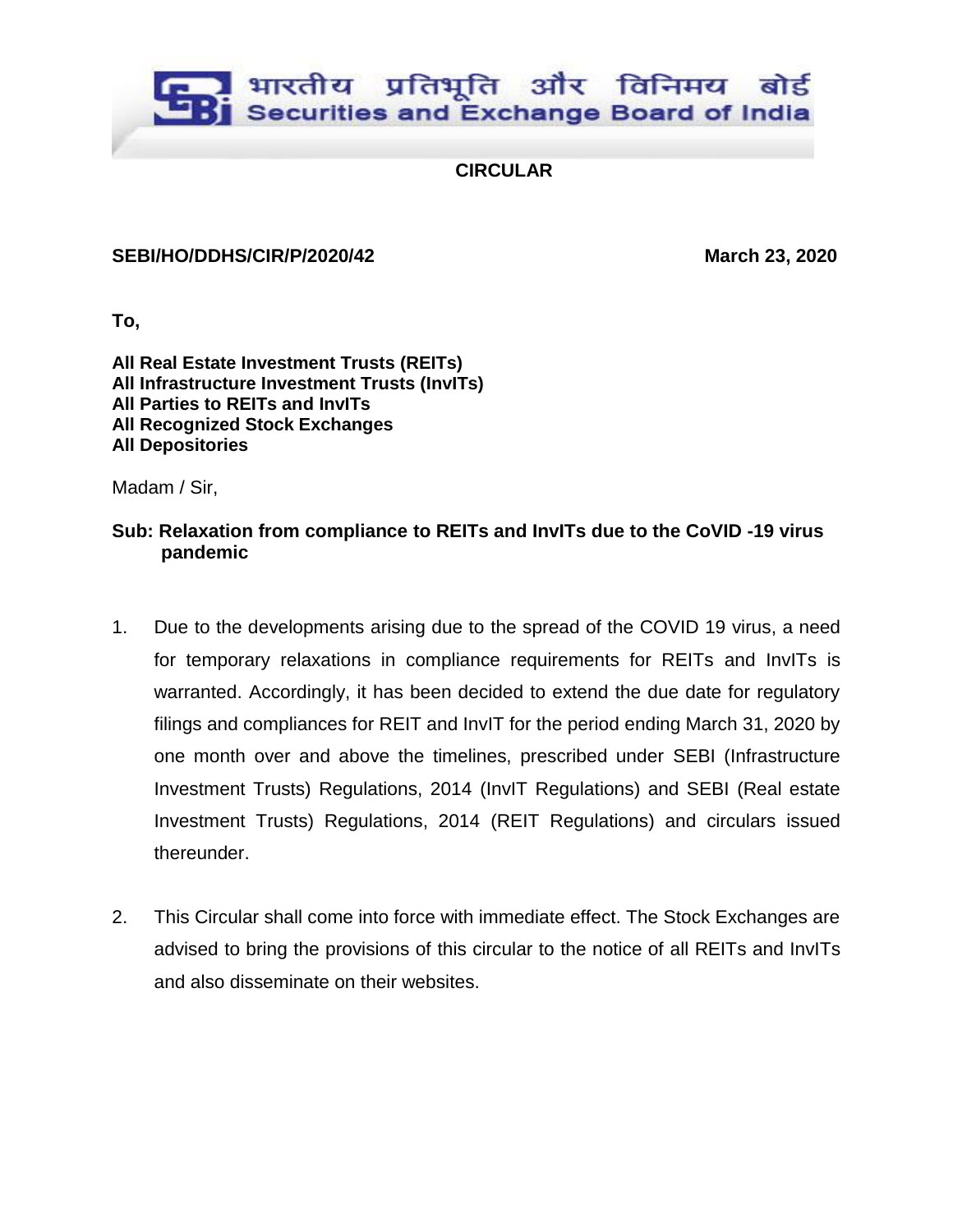भारतीय प्रतिभूति और विनिमय बोर्ड
Securities and Exchange Board of India

**CIRCULAR**

**SEBI/HO/DDHS/CIR/P/2020/42** **March 23, 2020**

**To,**

**All Real Estate Investment Trusts (REITs)**
**All Infrastructure Investment Trusts (InvITs)**
**All Parties to REITs and InvITs**
**All Recognized Stock Exchanges**
**All Depositories**

Madam / Sir,

**Sub: Relaxation from compliance to REITs and InvITs due to the CoVID -19 virus pandemic**

1. Due to the developments arising due to the spread of the COVID 19 virus, a need for temporary relaxations in compliance requirements for REITs and InvITs is warranted. Accordingly, it has been decided to extend the due date for regulatory filings and compliances for REIT and InvIT for the period ending March 31, 2020 by one month over and above the timelines, prescribed under SEBI (Infrastructure Investment Trusts) Regulations, 2014 (InvIT Regulations) and SEBI (Real estate Investment Trusts) Regulations, 2014 (REIT Regulations) and circulars issued thereunder.

2. This Circular shall come into force with immediate effect. The Stock Exchanges are advised to bring the provisions of this circular to the notice of all REITs and InvITs and also disseminate on their websites.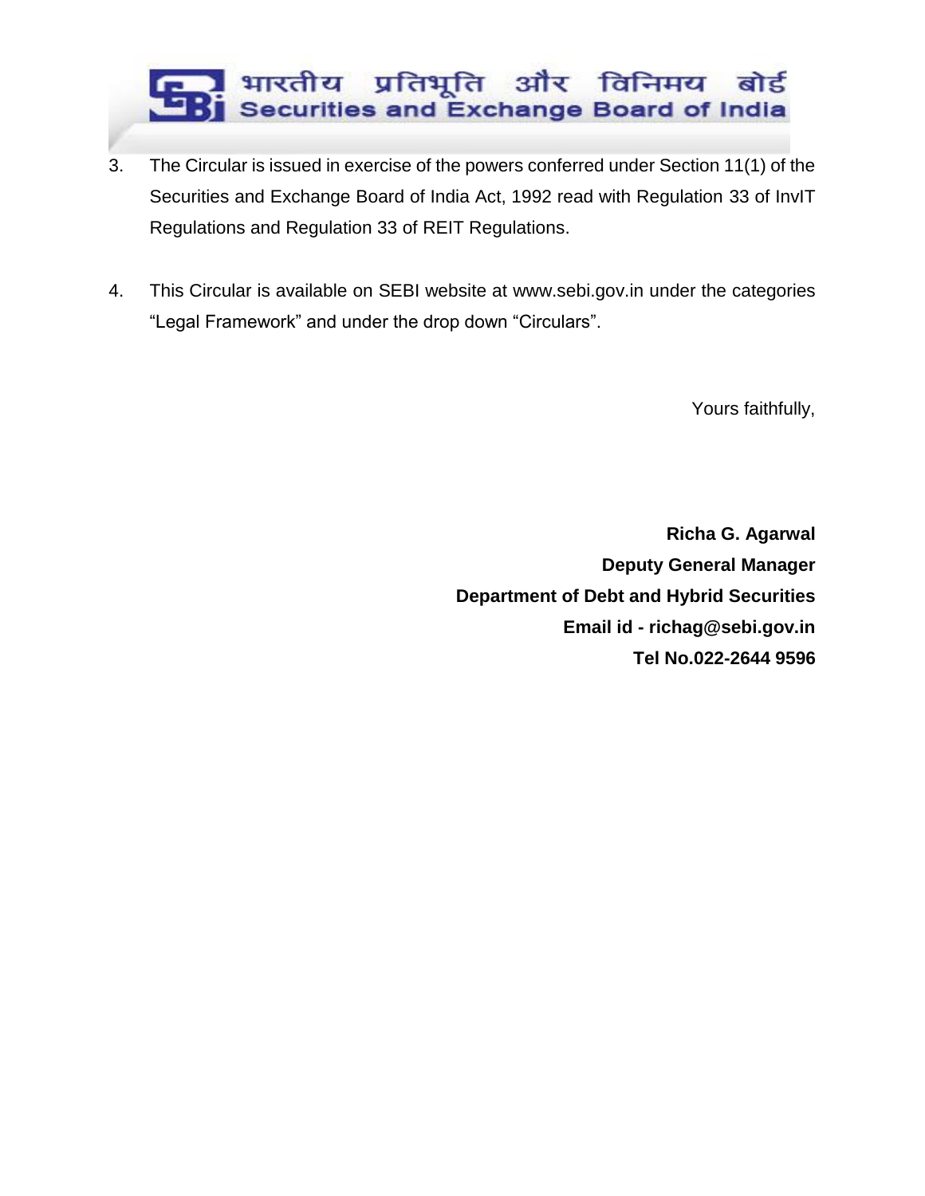3. The Circular is issued in exercise of the powers conferred under Section 11(1) of the Securities and Exchange Board of India Act, 1992 read with Regulation 33 of InvIT Regulations and Regulation 33 of REIT Regulations.

4. This Circular is available on SEBI website at www.sebi.gov.in under the categories "Legal Framework" and under the drop down "Circulars".

Yours faithfully,

**Richa G. Agarwal**
**Deputy General Manager**
**Department of Debt and Hybrid Securities**
**Email id - richag@sebi.gov.in**
**Tel No.022-2644 9596**